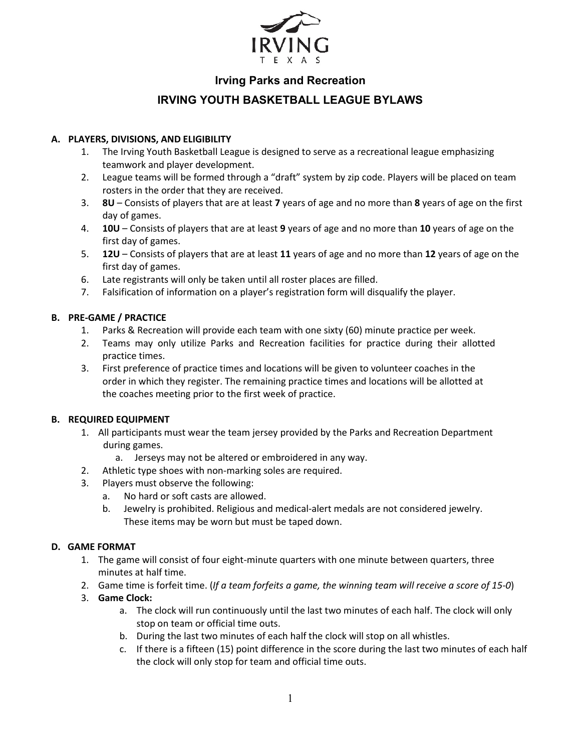IRVING
TEXAS

## Irving Parks and Recreation

# IRVING YOUTH BASKETBALL LEAGUE BYLAWS

### A. PLAYERS, DIVISIONS, AND ELIGIBILITY

1. The Irving Youth Basketball League is designed to serve as a recreational league emphasizing teamwork and player development.
2. League teams will be formed through a "draft" system by zip code. Players will be placed on team rosters in the order that they are received.
3. **8U** – Consists of players that are at least **7** years of age and no more than **8** years of age on the first day of games.
4. **10U** – Consists of players that are at least **9** years of age and no more than **10** years of age on the first day of games.
5. **12U** – Consists of players that are at least **11** years of age and no more than **12** years of age on the first day of games.
6. Late registrants will only be taken until all roster places are filled.
7. Falsification of information on a player's registration form will disqualify the player.

### B. PRE-GAME / PRACTICE

1. Parks & Recreation will provide each team with one sixty (60) minute practice per week.
2. Teams may only utilize Parks and Recreation facilities for practice during their allotted practice times.
3. First preference of practice times and locations will be given to volunteer coaches in the order in which they register. The remaining practice times and locations will be allotted at the coaches meeting prior to the first week of practice.

### B. REQUIRED EQUIPMENT

1. All participants must wear the team jersey provided by the Parks and Recreation Department during games.
   a. Jerseys may not be altered or embroidered in any way.
2. Athletic type shoes with non-marking soles are required.
3. Players must observe the following:
   a. No hard or soft casts are allowed.
   b. Jewelry is prohibited. Religious and medical-alert medals are not considered jewelry. These items may be worn but must be taped down.

### D. GAME FORMAT

1. The game will consist of four eight-minute quarters with one minute between quarters, three minutes at half time.
2. Game time is forfeit time. (*If a team forfeits a game, the winning team will receive a score of 15-0*)
3. **Game Clock:**
   a. The clock will run continuously until the last two minutes of each half. The clock will only stop on team or official time outs.
   b. During the last two minutes of each half the clock will stop on all whistles.
   c. If there is a fifteen (15) point difference in the score during the last two minutes of each half the clock will only stop for team and official time outs.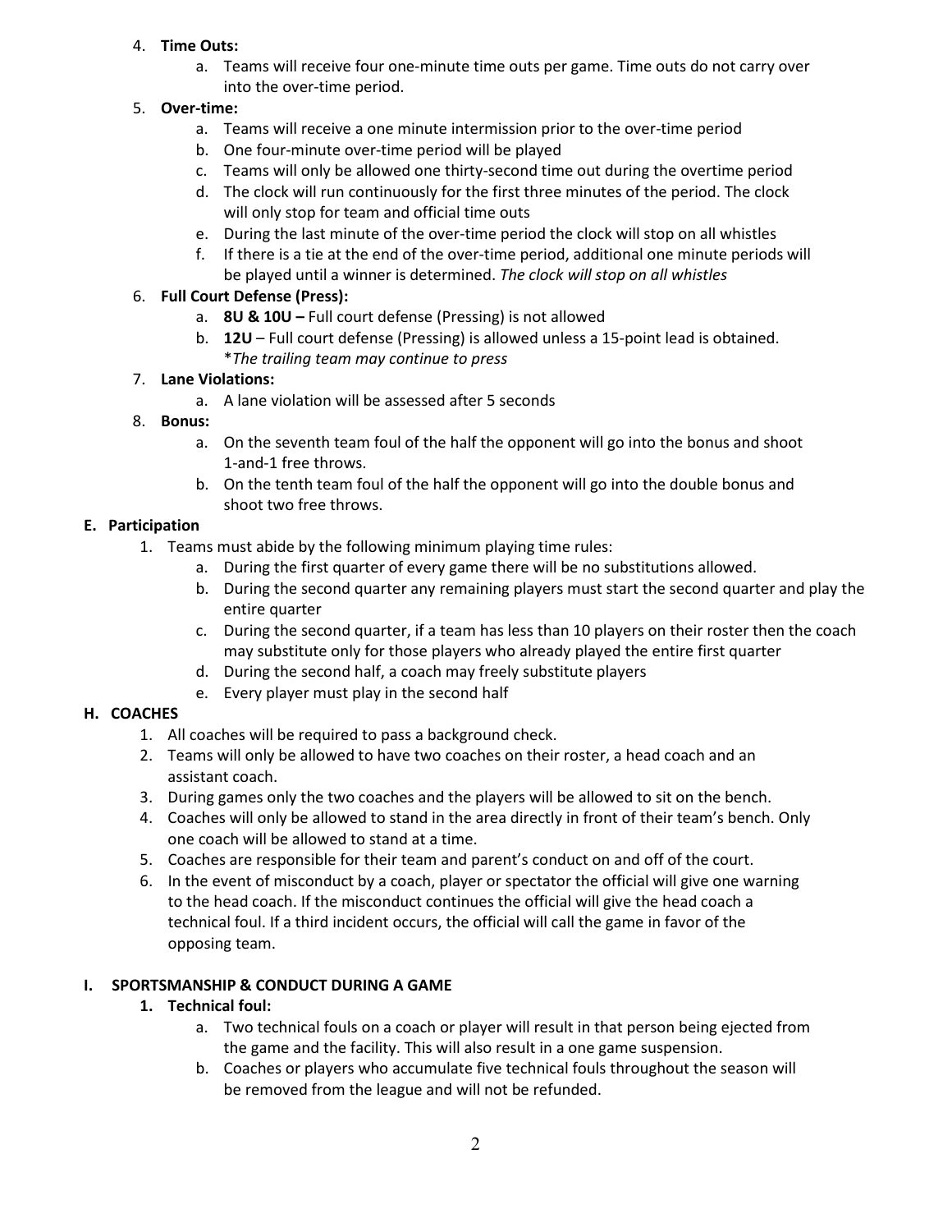4. **Time Outs:**
    a. Teams will receive four one-minute time outs per game. Time outs do not carry over into the over-time period.
5. **Over-time:**
    a. Teams will receive a one minute intermission prior to the over-time period
    b. One four-minute over-time period will be played
    c. Teams will only be allowed one thirty-second time out during the overtime period
    d. The clock will run continuously for the first three minutes of the period. The clock will only stop for team and official time outs
    e. During the last minute of the over-time period the clock will stop on all whistles
    f. If there is a tie at the end of the over-time period, additional one minute periods will be played until a winner is determined. *The clock will stop on all whistles*
6. **Full Court Defense (Press):**
    a. **8U & 10U –** Full court defense (Pressing) is not allowed
    b. **12U** – Full court defense (Pressing) is allowed unless a 15-point lead is obtained. **The trailing team may continue to press*
7. **Lane Violations:**
    a. A lane violation will be assessed after 5 seconds
8. **Bonus:**
    a. On the seventh team foul of the half the opponent will go into the bonus and shoot 1-and-1 free throws.
    b. On the tenth team foul of the half the opponent will go into the double bonus and shoot two free throws.

## E. Participation

1. Teams must abide by the following minimum playing time rules:
    a. During the first quarter of every game there will be no substitutions allowed.
    b. During the second quarter any remaining players must start the second quarter and play the entire quarter
    c. During the second quarter, if a team has less than 10 players on their roster then the coach may substitute only for those players who already played the entire first quarter
    d. During the second half, a coach may freely substitute players
    e. Every player must play in the second half

## H. COACHES

1. All coaches will be required to pass a background check.
2. Teams will only be allowed to have two coaches on their roster, a head coach and an assistant coach.
3. During games only the two coaches and the players will be allowed to sit on the bench.
4. Coaches will only be allowed to stand in the area directly in front of their team's bench. Only one coach will be allowed to stand at a time.
5. Coaches are responsible for their team and parent's conduct on and off of the court.
6. In the event of misconduct by a coach, player or spectator the official will give one warning to the head coach. If the misconduct continues the official will give the head coach a technical foul. If a third incident occurs, the official will call the game in favor of the opposing team.

## I. SPORTSMANSHIP & CONDUCT DURING A GAME

1. **Technical foul:**
    a. Two technical fouls on a coach or player will result in that person being ejected from the game and the facility. This will also result in a one game suspension.
    b. Coaches or players who accumulate five technical fouls throughout the season will be removed from the league and will not be refunded.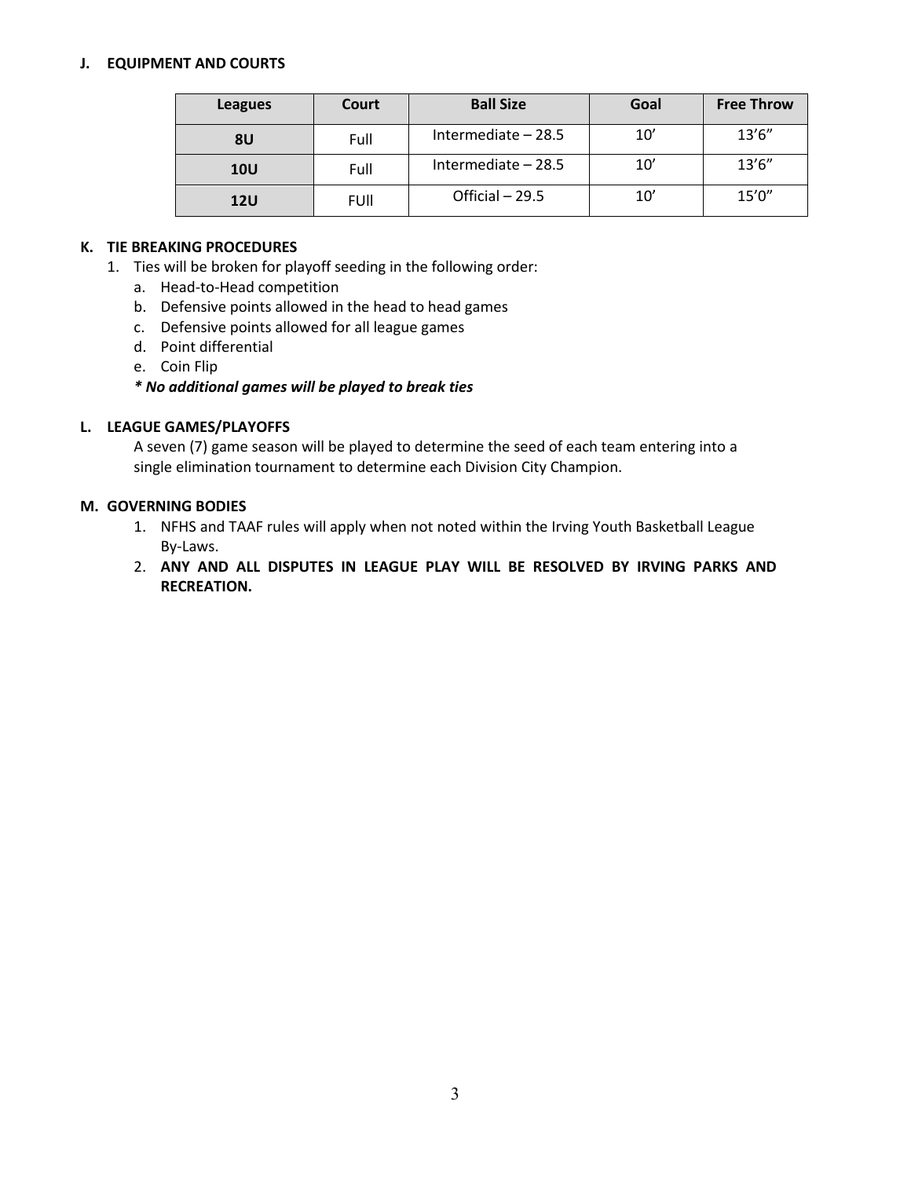## J. EQUIPMENT AND COURTS

| Leagues | Court | Ball Size | Goal | Free Throw |
|---|---|---|---|---|
| **8U** | Full | Intermediate – 28.5 | 10’ | 13’6” |
| **10U** | Full | Intermediate – 28.5 | 10’ | 13’6” |
| **12U** | FUll | Official – 29.5 | 10’ | 15’0” |

## K. TIE BREAKING PROCEDURES

1. Ties will be broken for playoff seeding in the following order:
   a. Head-to-Head competition
   b. Defensive points allowed in the head to head games
   c. Defensive points allowed for all league games
   d. Point differential
   e. Coin Flip

   ***\* No additional games will be played to break ties***

## L. LEAGUE GAMES/PLAYOFFS

A seven (7) game season will be played to determine the seed of each team entering into a single elimination tournament to determine each Division City Champion.

## M. GOVERNING BODIES

1. NFHS and TAAF rules will apply when not noted within the Irving Youth Basketball League By-Laws.
2. **ANY AND ALL DISPUTES IN LEAGUE PLAY WILL BE RESOLVED BY IRVING PARKS AND RECREATION.**